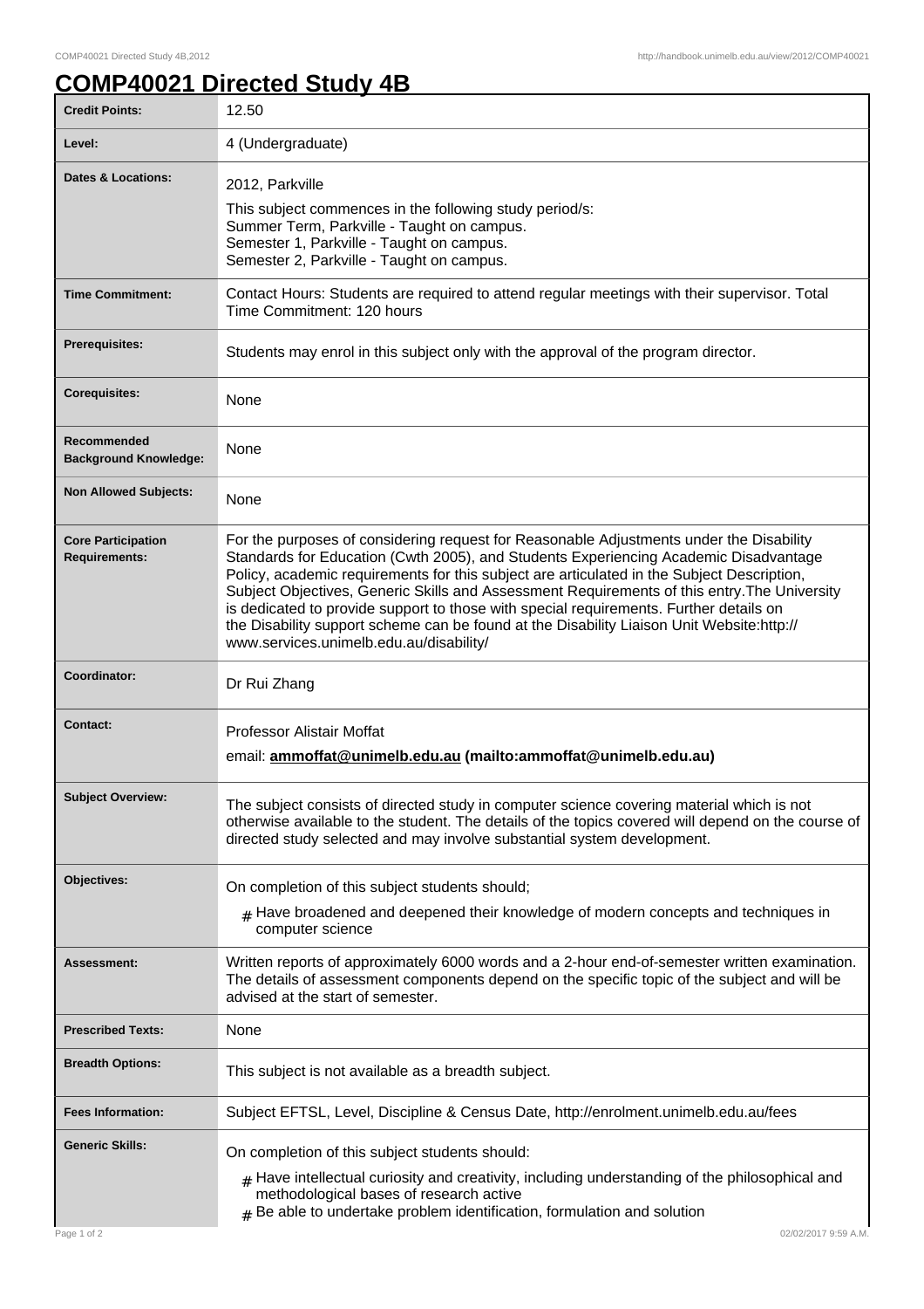# COMP40021 Directed Study 4B

| | |
|---|---|
| **Credit Points:** | 12.50 |
| **Level:** | 4 (Undergraduate) |
| **Dates & Locations:** | 2012, Parkville<br>This subject commences in the following study period/s:<br>Summer Term, Parkville - Taught on campus.<br>Semester 1, Parkville - Taught on campus.<br>Semester 2, Parkville - Taught on campus. |
| **Time Commitment:** | Contact Hours: Students are required to attend regular meetings with their supervisor. Total Time Commitment: 120 hours |
| **Prerequisites:** | Students may enrol in this subject only with the approval of the program director. |
| **Corequisites:** | None |
| **Recommended Background Knowledge:** | None |
| **Non Allowed Subjects:** | None |
| **Core Participation Requirements:** | For the purposes of considering request for Reasonable Adjustments under the Disability Standards for Education (Cwth 2005), and Students Experiencing Academic Disadvantage Policy, academic requirements for this subject are articulated in the Subject Description, Subject Objectives, Generic Skills and Assessment Requirements of this entry.The University is dedicated to provide support to those with special requirements. Further details on the Disability support scheme can be found at the Disability Liaison Unit Website:http://www.services.unimelb.edu.au/disability/ |
| **Coordinator:** | Dr Rui Zhang |
| **Contact:** | Professor Alistair Moffat<br>email: **ammoffat@unimelb.edu.au (mailto:ammoffat@unimelb.edu.au)** |
| **Subject Overview:** | The subject consists of directed study in computer science covering material which is not otherwise available to the student. The details of the topics covered will depend on the course of directed study selected and may involve substantial system development. |
| **Objectives:** | On completion of this subject students should;<br># Have broadened and deepened their knowledge of modern concepts and techniques in computer science |
| **Assessment:** | Written reports of approximately 6000 words and a 2-hour end-of-semester written examination. The details of assessment components depend on the specific topic of the subject and will be advised at the start of semester. |
| **Prescribed Texts:** | None |
| **Breadth Options:** | This subject is not available as a breadth subject. |
| **Fees Information:** | Subject EFTSL, Level, Discipline & Census Date, http://enrolment.unimelb.edu.au/fees |
| **Generic Skills:** | On completion of this subject students should:<br># Have intellectual curiosity and creativity, including understanding of the philosophical and methodological bases of research active<br># Be able to undertake problem identification, formulation and solution |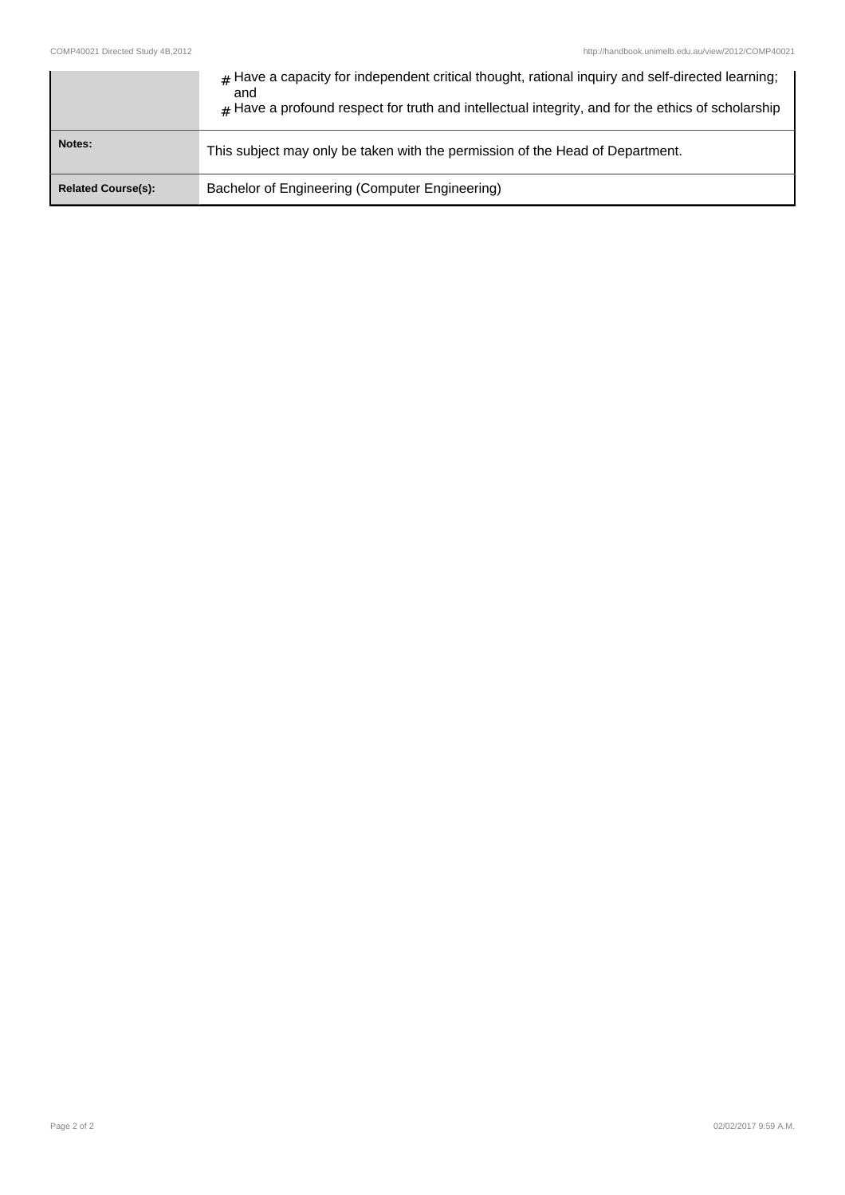| | |
|---|---|
| | # Have a capacity for independent critical thought, rational inquiry and self-directed learning; and<br># Have a profound respect for truth and intellectual integrity, and for the ethics of scholarship |
| **Notes:** | This subject may only be taken with the permission of the Head of Department. |
| **Related Course(s):** | Bachelor of Engineering (Computer Engineering) |